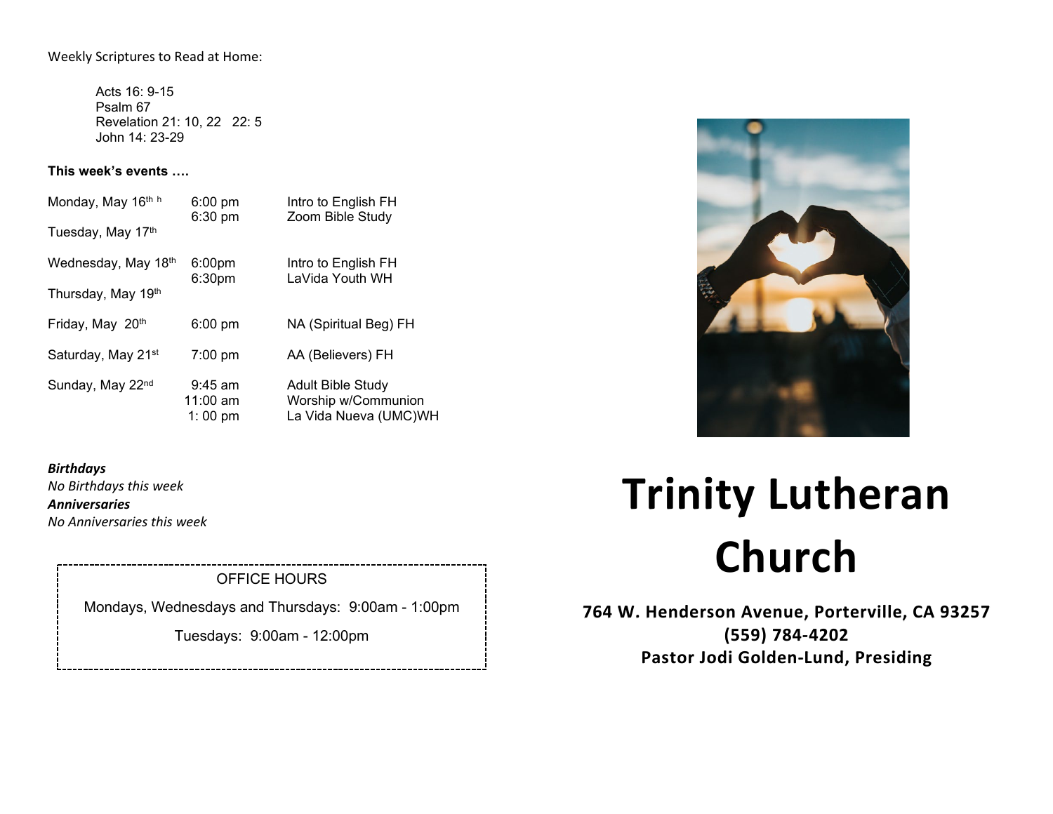Weekly Scriptures to Read at Home:

Acts 16: 9-15
Psalm 67
Revelation 21: 10, 22 22: 5
John 14: 23-29

**This week's events ….**

| | | |
|---|---|---|
| Monday, May 16th h | 6:00 pm<br>6:30 pm | Intro to English FH<br>Zoom Bible Study |
| Tuesday, May 17th | | |
| Wednesday, May 18th | 6:00pm<br>6:30pm | Intro to English FH<br>LaVida Youth WH |
| Thursday, May 19th | | |
| Friday, May 20th | 6:00 pm | NA (Spiritual Beg) FH |
| Saturday, May 21st | 7:00 pm | AA (Believers) FH |
| Sunday, May 22nd | 9:45 am<br>11:00 am<br>1: 00 pm | Adult Bible Study<br>Worship w/Communion<br>La Vida Nueva (UMC)WH |

***Birthdays***
*No Birthdays this week*
***Anniversaries***
*No Anniversaries this week*

OFFICE HOURS

Mondays, Wednesdays and Thursdays: 9:00am - 1:00pm

Tuesdays: 9:00am - 12:00pm

# Trinity Lutheran Church

**764 W. Henderson Avenue, Porterville, CA 93257**
**(559) 784-4202**
**Pastor Jodi Golden-Lund, Presiding**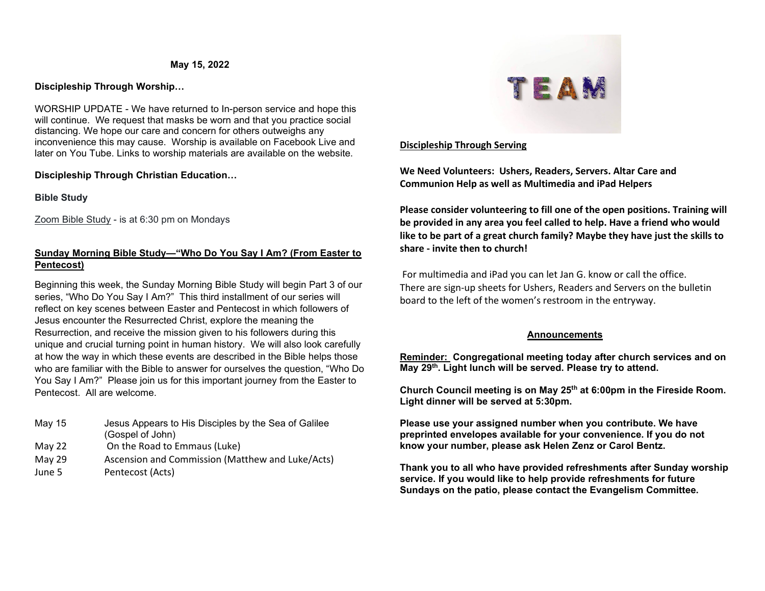**May 15, 2022**

### Discipleship Through Worship…

WORSHIP UPDATE - We have returned to In-person service and hope this will continue. We request that masks be worn and that you practice social distancing. We hope our care and concern for others outweighs any inconvenience this may cause. Worship is available on Facebook Live and later on You Tube. Links to worship materials are available on the website.

### Discipleship Through Christian Education…

**Bible Study**

Zoom Bible Study - is at 6:30 pm on Mondays

**Sunday Morning Bible Study—"Who Do You Say I Am? (From Easter to Pentecost)**

Beginning this week, the Sunday Morning Bible Study will begin Part 3 of our series, "Who Do You Say I Am?" This third installment of our series will reflect on key scenes between Easter and Pentecost in which followers of Jesus encounter the Resurrected Christ, explore the meaning the Resurrection, and receive the mission given to his followers during this unique and crucial turning point in human history. We will also look carefully at how the way in which these events are described in the Bible helps those who are familiar with the Bible to answer for ourselves the question, "Who Do You Say I Am?" Please join us for this important journey from the Easter to Pentecost. All are welcome.

| | |
|---|---|
| May 15 | Jesus Appears to His Disciples by the Sea of Galilee (Gospel of John) |
| May 22 | On the Road to Emmaus (Luke) |
| May 29 | Ascension and Commission (Matthew and Luke/Acts) |
| June 5 | Pentecost (Acts) |

TEAM

### Discipleship Through Serving

**We Need Volunteers: Ushers, Readers, Servers. Altar Care and Communion Help as well as Multimedia and iPad Helpers**

**Please consider volunteering to fill one of the open positions. Training will be provided in any area you feel called to help. Have a friend who would like to be part of a great church family? Maybe they have just the skills to share - invite then to church!**

For multimedia and iPad you can let Jan G. know or call the office. There are sign-up sheets for Ushers, Readers and Servers on the bulletin board to the left of the women's restroom in the entryway.

### Announcements

**Reminder: Congregational meeting today after church services and on May 29th. Light lunch will be served. Please try to attend.**

**Church Council meeting is on May 25th at 6:00pm in the Fireside Room. Light dinner will be served at 5:30pm.**

**Please use your assigned number when you contribute. We have preprinted envelopes available for your convenience. If you do not know your number, please ask Helen Zenz or Carol Bentz.**

**Thank you to all who have provided refreshments after Sunday worship service. If you would like to help provide refreshments for future Sundays on the patio, please contact the Evangelism Committee.**